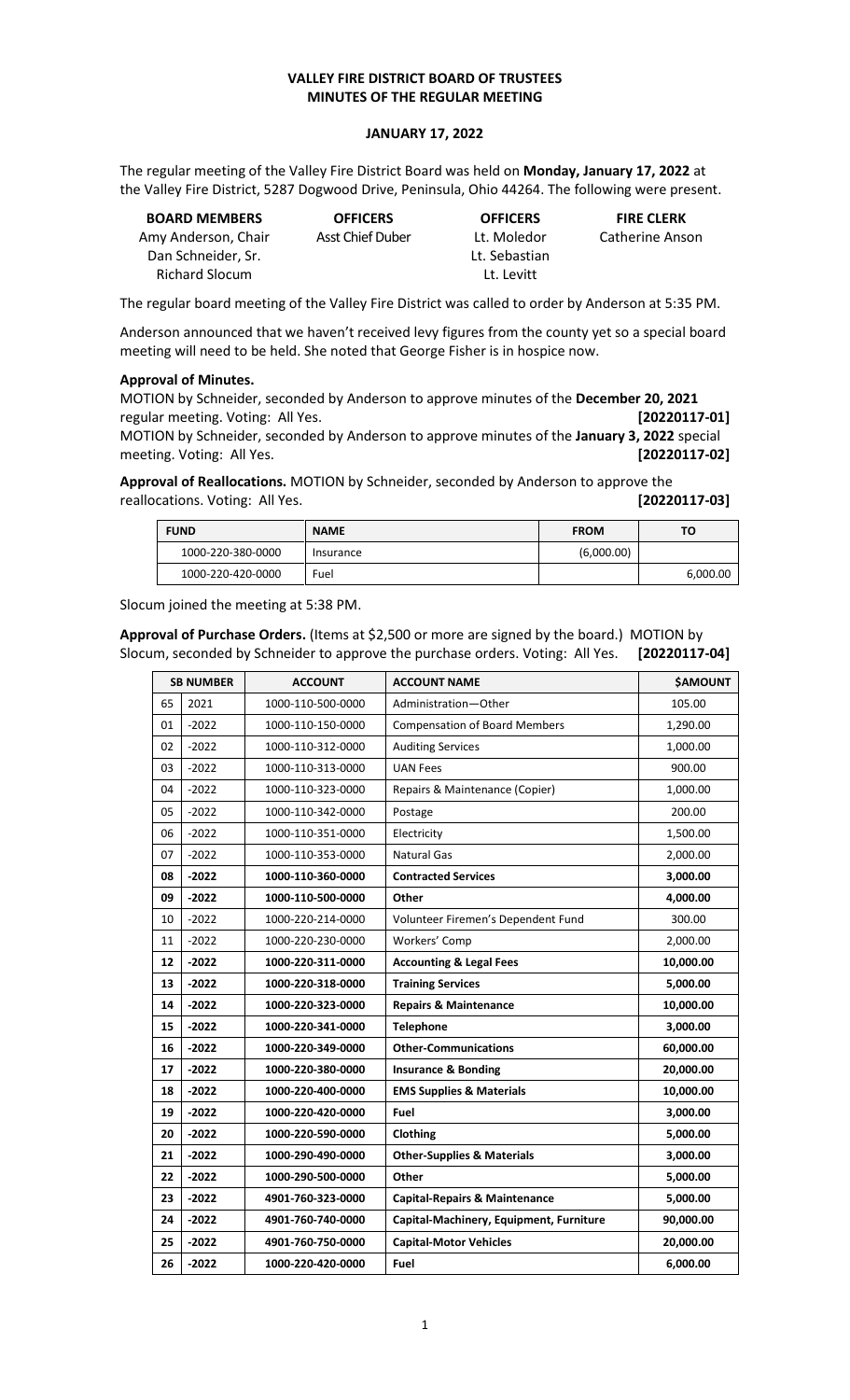# VALLEY FIRE DISTRICT BOARD OF TRUSTEES
## MINUTES OF THE REGULAR MEETING

### JANUARY 17, 2022

The regular meeting of the Valley Fire District Board was held on **Monday, January 17, 2022** at the Valley Fire District, 5287 Dogwood Drive, Peninsula, Ohio 44264. The following were present.

| BOARD MEMBERS | OFFICERS | OFFICERS | FIRE CLERK |
|---|---|---|---|
| Amy Anderson, Chair | Asst Chief Duber | Lt. Moledor | Catherine Anson |
| Dan Schneider, Sr. | | Lt. Sebastian | |
| Richard Slocum | | Lt. Levitt | |

The regular board meeting of the Valley Fire District was called to order by Anderson at 5:35 PM.

Anderson announced that we haven't received levy figures from the county yet so a special board meeting will need to be held. She noted that George Fisher is in hospice now.

**Approval of Minutes.**
MOTION by Schneider, seconded by Anderson to approve minutes of the **December 20, 2021** regular meeting. Voting: All Yes. **[20220117-01]**
MOTION by Schneider, seconded by Anderson to approve minutes of the **January 3, 2022** special meeting. Voting: All Yes. **[20220117-02]**

**Approval of Reallocations.** MOTION by Schneider, seconded by Anderson to approve the reallocations. Voting: All Yes. **[20220117-03]**

| FUND | NAME | FROM | TO |
|---|---|---|---|
| 1000-220-380-0000 | Insurance | (6,000.00) | |
| 1000-220-420-0000 | Fuel | | 6,000.00 |

Slocum joined the meeting at 5:38 PM.

**Approval of Purchase Orders.** (Items at $2,500 or more are signed by the board.) MOTION by Slocum, seconded by Schneider to approve the purchase orders. Voting: All Yes. **[20220117-04]**

| SB NUMBER | | ACCOUNT | ACCOUNT NAME | $AMOUNT |
|---|---|---|---|---|
| 65 | 2021 | 1000-110-500-0000 | Administration—Other | 105.00 |
| 01 | -2022 | 1000-110-150-0000 | Compensation of Board Members | 1,290.00 |
| 02 | -2022 | 1000-110-312-0000 | Auditing Services | 1,000.00 |
| 03 | -2022 | 1000-110-313-0000 | UAN Fees | 900.00 |
| 04 | -2022 | 1000-110-323-0000 | Repairs & Maintenance (Copier) | 1,000.00 |
| 05 | -2022 | 1000-110-342-0000 | Postage | 200.00 |
| 06 | -2022 | 1000-110-351-0000 | Electricity | 1,500.00 |
| 07 | -2022 | 1000-110-353-0000 | Natural Gas | 2,000.00 |
| **08** | **-2022** | **1000-110-360-0000** | **Contracted Services** | **3,000.00** |
| **09** | **-2022** | **1000-110-500-0000** | **Other** | **4,000.00** |
| 10 | -2022 | 1000-220-214-0000 | Volunteer Firemen's Dependent Fund | 300.00 |
| 11 | -2022 | 1000-220-230-0000 | Workers' Comp | 2,000.00 |
| **12** | **-2022** | **1000-220-311-0000** | **Accounting & Legal Fees** | **10,000.00** |
| **13** | **-2022** | **1000-220-318-0000** | **Training Services** | **5,000.00** |
| **14** | **-2022** | **1000-220-323-0000** | **Repairs & Maintenance** | **10,000.00** |
| **15** | **-2022** | **1000-220-341-0000** | **Telephone** | **3,000.00** |
| **16** | **-2022** | **1000-220-349-0000** | **Other-Communications** | **60,000.00** |
| **17** | **-2022** | **1000-220-380-0000** | **Insurance & Bonding** | **20,000.00** |
| **18** | **-2022** | **1000-220-400-0000** | **EMS Supplies & Materials** | **10,000.00** |
| **19** | **-2022** | **1000-220-420-0000** | **Fuel** | **3,000.00** |
| **20** | **-2022** | **1000-220-590-0000** | **Clothing** | **5,000.00** |
| **21** | **-2022** | **1000-290-490-0000** | **Other-Supplies & Materials** | **3,000.00** |
| **22** | **-2022** | **1000-290-500-0000** | **Other** | **5,000.00** |
| **23** | **-2022** | **4901-760-323-0000** | **Capital-Repairs & Maintenance** | **5,000.00** |
| **24** | **-2022** | **4901-760-740-0000** | **Capital-Machinery, Equipment, Furniture** | **90,000.00** |
| **25** | **-2022** | **4901-760-750-0000** | **Capital-Motor Vehicles** | **20,000.00** |
| **26** | **-2022** | **1000-220-420-0000** | **Fuel** | **6,000.00** |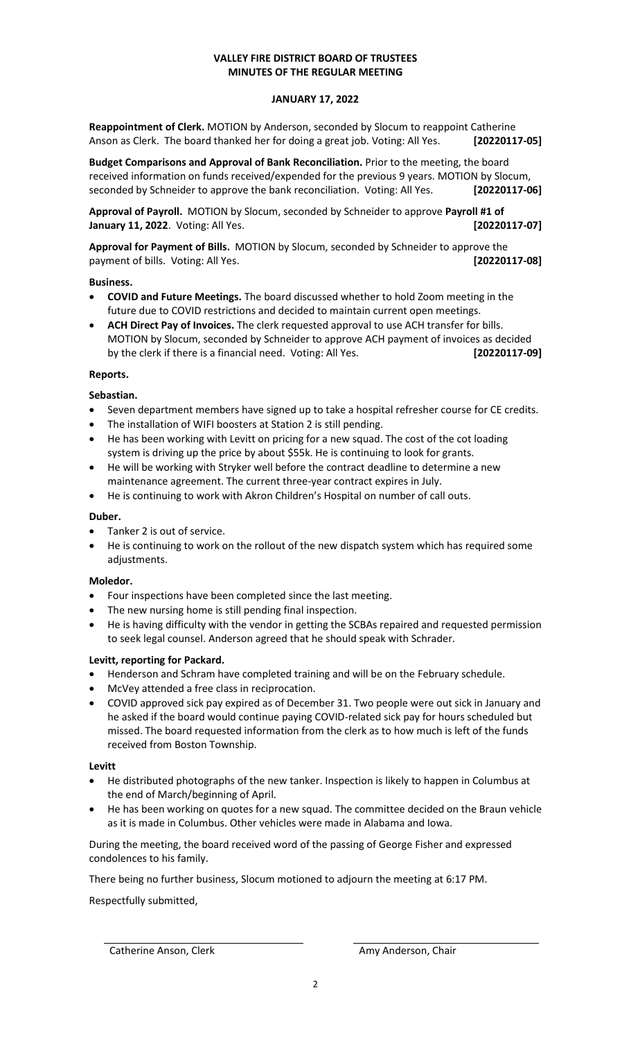**VALLEY FIRE DISTRICT BOARD OF TRUSTEES**
**MINUTES OF THE REGULAR MEETING**

**JANUARY 17, 2022**

**Reappointment of Clerk.** MOTION by Anderson, seconded by Slocum to reappoint Catherine Anson as Clerk. The board thanked her for doing a great job. Voting: All Yes. **[20220117-05]**

**Budget Comparisons and Approval of Bank Reconciliation.** Prior to the meeting, the board received information on funds received/expended for the previous 9 years. MOTION by Slocum, seconded by Schneider to approve the bank reconciliation. Voting: All Yes. **[20220117-06]**

**Approval of Payroll.** MOTION by Slocum, seconded by Schneider to approve **Payroll #1 of January 11, 2022**. Voting: All Yes. **[20220117-07]**

**Approval for Payment of Bills.** MOTION by Slocum, seconded by Schneider to approve the payment of bills. Voting: All Yes. **[20220117-08]**

**Business.**

- **COVID and Future Meetings.** The board discussed whether to hold Zoom meeting in the future due to COVID restrictions and decided to maintain current open meetings.
- **ACH Direct Pay of Invoices.** The clerk requested approval to use ACH transfer for bills. MOTION by Slocum, seconded by Schneider to approve ACH payment of invoices as decided by the clerk if there is a financial need. Voting: All Yes. **[20220117-09]**

**Reports.**

**Sebastian.**

- Seven department members have signed up to take a hospital refresher course for CE credits.
- The installation of WIFI boosters at Station 2 is still pending.
- He has been working with Levitt on pricing for a new squad. The cost of the cot loading system is driving up the price by about $55k. He is continuing to look for grants.
- He will be working with Stryker well before the contract deadline to determine a new maintenance agreement. The current three-year contract expires in July.
- He is continuing to work with Akron Children's Hospital on number of call outs.

**Duber.**

- Tanker 2 is out of service.
- He is continuing to work on the rollout of the new dispatch system which has required some adjustments.

**Moledor.**

- Four inspections have been completed since the last meeting.
- The new nursing home is still pending final inspection.
- He is having difficulty with the vendor in getting the SCBAs repaired and requested permission to seek legal counsel. Anderson agreed that he should speak with Schrader.

**Levitt, reporting for Packard.**

- Henderson and Schram have completed training and will be on the February schedule.
- McVey attended a free class in reciprocation.
- COVID approved sick pay expired as of December 31. Two people were out sick in January and he asked if the board would continue paying COVID-related sick pay for hours scheduled but missed. The board requested information from the clerk as to how much is left of the funds received from Boston Township.

**Levitt**

- He distributed photographs of the new tanker. Inspection is likely to happen in Columbus at the end of March/beginning of April.
- He has been working on quotes for a new squad. The committee decided on the Braun vehicle as it is made in Columbus. Other vehicles were made in Alabama and Iowa.

During the meeting, the board received word of the passing of George Fisher and expressed condolences to his family.

There being no further business, Slocum motioned to adjourn the meeting at 6:17 PM.

Respectfully submitted,

Catherine Anson, Clerk

Amy Anderson, Chair